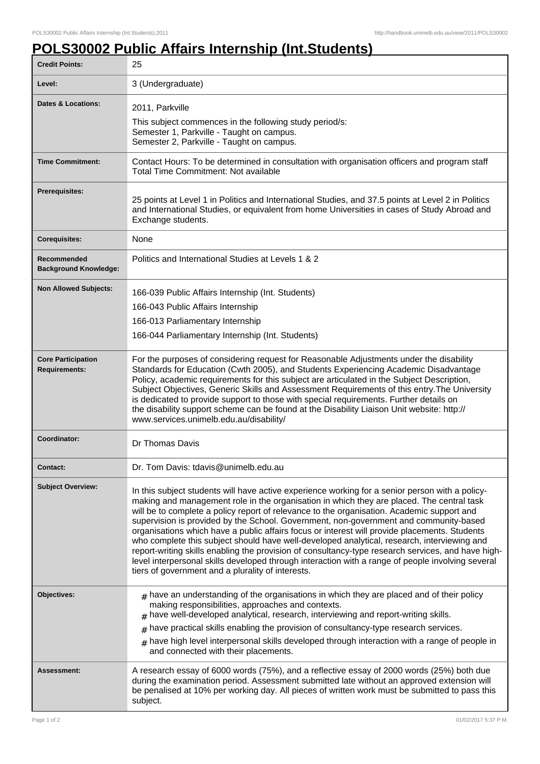# POLS30002 Public Affairs Internship (Int.Students)

| | |
|---|---|
| **Credit Points:** | 25 |
| **Level:** | 3 (Undergraduate) |
| **Dates & Locations:** | 2011, Parkville<br>This subject commences in the following study period/s:<br>Semester 1, Parkville - Taught on campus.<br>Semester 2, Parkville - Taught on campus. |
| **Time Commitment:** | Contact Hours: To be determined in consultation with organisation officers and program staff<br>Total Time Commitment: Not available |
| **Prerequisites:** | 25 points at Level 1 in Politics and International Studies, and 37.5 points at Level 2 in Politics and International Studies, or equivalent from home Universities in cases of Study Abroad and Exchange students. |
| **Corequisites:** | None |
| **Recommended Background Knowledge:** | Politics and International Studies at Levels 1 & 2 |
| **Non Allowed Subjects:** | 166-039 Public Affairs Internship (Int. Students)<br>166-043 Public Affairs Internship<br>166-013 Parliamentary Internship<br>166-044 Parliamentary Internship (Int. Students) |
| **Core Participation Requirements:** | For the purposes of considering request for Reasonable Adjustments under the disability Standards for Education (Cwth 2005), and Students Experiencing Academic Disadvantage Policy, academic requirements for this subject are articulated in the Subject Description, Subject Objectives, Generic Skills and Assessment Requirements of this entry.The University is dedicated to provide support to those with special requirements. Further details on the disability support scheme can be found at the Disability Liaison Unit website: http://www.services.unimelb.edu.au/disability/ |
| **Coordinator:** | Dr Thomas Davis |
| **Contact:** | Dr. Tom Davis: tdavis@unimelb.edu.au |
| **Subject Overview:** | In this subject students will have active experience working for a senior person with a policy-making and management role in the organisation in which they are placed. The central task will be to complete a policy report of relevance to the organisation. Academic support and supervision is provided by the School. Government, non-government and community-based organisations which have a public affairs focus or interest will provide placements. Students who complete this subject should have well-developed analytical, research, interviewing and report-writing skills enabling the provision of consultancy-type research services, and have high-level interpersonal skills developed through interaction with a range of people involving several tiers of government and a plurality of interests. |
| **Objectives:** | # have an understanding of the organisations in which they are placed and of their policy making responsibilities, approaches and contexts.<br># have well-developed analytical, research, interviewing and report-writing skills.<br># have practical skills enabling the provision of consultancy-type research services.<br># have high level interpersonal skills developed through interaction with a range of people in and connected with their placements. |
| **Assessment:** | A research essay of 6000 words (75%), and a reflective essay of 2000 words (25%) both due during the examination period. Assessment submitted late without an approved extension will be penalised at 10% per working day. All pieces of written work must be submitted to pass this subject. |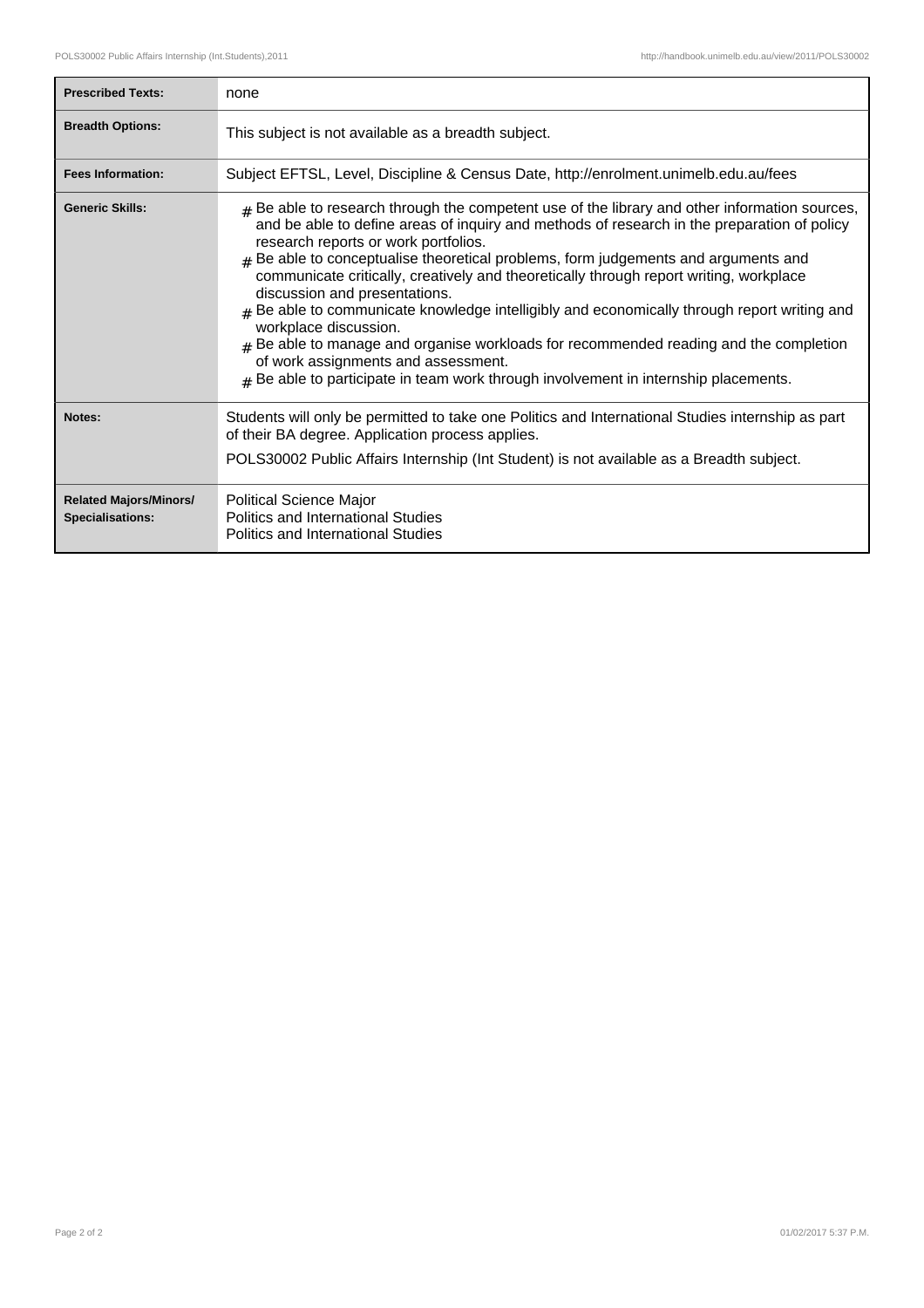| | |
|---|---|
| **Prescribed Texts:** | none |
| **Breadth Options:** | This subject is not available as a breadth subject. |
| **Fees Information:** | Subject EFTSL, Level, Discipline & Census Date, http://enrolment.unimelb.edu.au/fees |
| **Generic Skills:** | # Be able to research through the competent use of the library and other information sources, and be able to define areas of inquiry and methods of research in the preparation of policy research reports or work portfolios.<br># Be able to conceptualise theoretical problems, form judgements and arguments and communicate critically, creatively and theoretically through report writing, workplace discussion and presentations.<br># Be able to communicate knowledge intelligibly and economically through report writing and workplace discussion.<br># Be able to manage and organise workloads for recommended reading and the completion of work assignments and assessment.<br># Be able to participate in team work through involvement in internship placements. |
| **Notes:** | Students will only be permitted to take one Politics and International Studies internship as part of their BA degree. Application process applies.<br>POLS30002 Public Affairs Internship (Int Student) is not available as a Breadth subject. |
| **Related Majors/Minors/ Specialisations:** | Political Science Major<br>Politics and International Studies<br>Politics and International Studies |